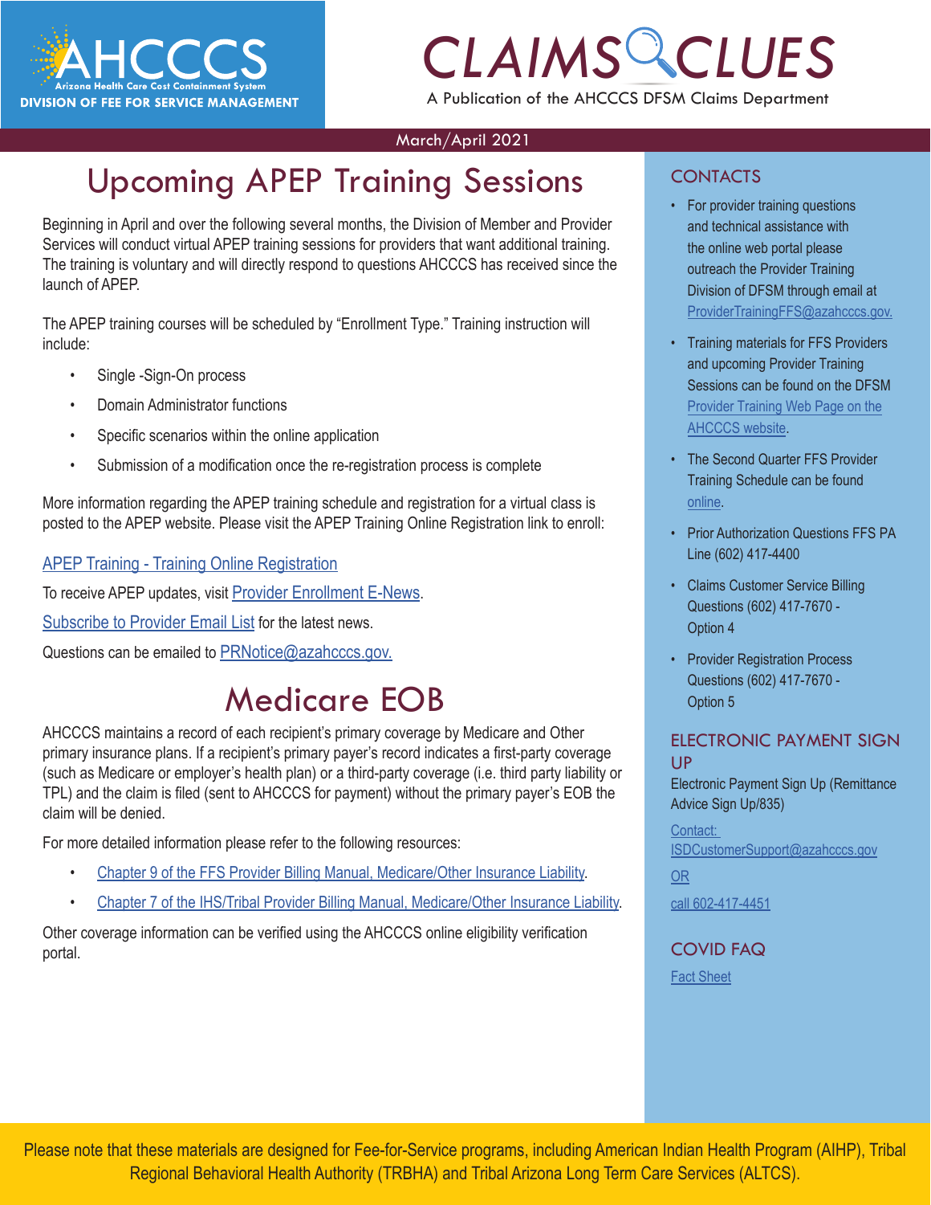AHCCCS
Arizona Health Care Cost Containment System
DIVISION OF FEE FOR SERVICE MANAGEMENT

# CLAIMS CLUES

A Publication of the AHCCCS DFSM Claims Department

March/April 2021

## Upcoming APEP Training Sessions

Beginning in April and over the following several months, the Division of Member and Provider Services will conduct virtual APEP training sessions for providers that want additional training. The training is voluntary and will directly respond to questions AHCCCS has received since the launch of APEP.

The APEP training courses will be scheduled by "Enrollment Type." Training instruction will include:

- Single -Sign-On process
- Domain Administrator functions
- Specific scenarios within the online application
- Submission of a modification once the re-registration process is complete

More information regarding the APEP training schedule and registration for a virtual class is posted to the APEP website. Please visit the APEP Training Online Registration link to enroll:

APEP Training - Training Online Registration

To receive APEP updates, visit Provider Enrollment E-News.

Subscribe to Provider Email List for the latest news.

Questions can be emailed to PRNotice@azahcccs.gov.

## Medicare EOB

AHCCCS maintains a record of each recipient's primary coverage by Medicare and Other primary insurance plans. If a recipient's primary payer's record indicates a first-party coverage (such as Medicare or employer's health plan) or a third-party coverage (i.e. third party liability or TPL) and the claim is filed (sent to AHCCCS for payment) without the primary payer's EOB the claim will be denied.

For more detailed information please refer to the following resources:

- Chapter 9 of the FFS Provider Billing Manual, Medicare/Other Insurance Liability.
- Chapter 7 of the IHS/Tribal Provider Billing Manual, Medicare/Other Insurance Liability.

Other coverage information can be verified using the AHCCCS online eligibility verification portal.

### CONTACTS

- For provider training questions and technical assistance with the online web portal please outreach the Provider Training Division of DFSM through email at ProviderTrainingFFS@azahcccs.gov.
- Training materials for FFS Providers and upcoming Provider Training Sessions can be found on the DFSM Provider Training Web Page on the AHCCCS website.
- The Second Quarter FFS Provider Training Schedule can be found online.
- Prior Authorization Questions FFS PA Line (602) 417-4400
- Claims Customer Service Billing Questions (602) 417-7670 - Option 4
- Provider Registration Process Questions (602) 417-7670 - Option 5

### ELECTRONIC PAYMENT SIGN UP

Electronic Payment Sign Up (Remittance Advice Sign Up/835)

Contact: ISDCustomerSupport@azahcccs.gov

OR

call 602-417-4451

### COVID FAQ

Fact Sheet

Please note that these materials are designed for Fee-for-Service programs, including American Indian Health Program (AIHP), Tribal Regional Behavioral Health Authority (TRBHA) and Tribal Arizona Long Term Care Services (ALTCS).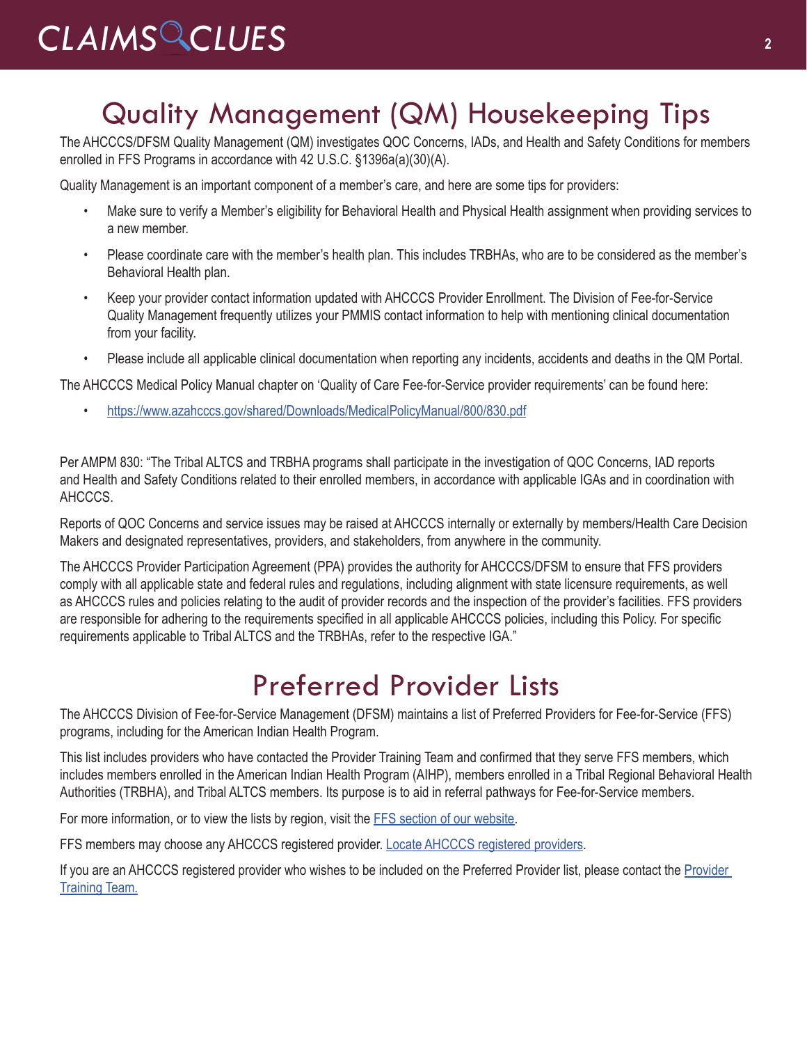# Quality Management (QM) Housekeeping Tips

The AHCCCS/DFSM Quality Management (QM) investigates QOC Concerns, IADs, and Health and Safety Conditions for members enrolled in FFS Programs in accordance with 42 U.S.C. §1396a(a)(30)(A).

Quality Management is an important component of a member's care, and here are some tips for providers:

- Make sure to verify a Member's eligibility for Behavioral Health and Physical Health assignment when providing services to a new member.
- Please coordinate care with the member's health plan. This includes TRBHAs, who are to be considered as the member's Behavioral Health plan.
- Keep your provider contact information updated with AHCCCS Provider Enrollment. The Division of Fee-for-Service Quality Management frequently utilizes your PMMIS contact information to help with mentioning clinical documentation from your facility.
- Please include all applicable clinical documentation when reporting any incidents, accidents and deaths in the QM Portal.

The AHCCCS Medical Policy Manual chapter on 'Quality of Care Fee-for-Service provider requirements' can be found here:

- [https://www.azahcccs.gov/shared/Downloads/MedicalPolicyManual/800/830.pdf](https://www.azahcccs.gov/shared/Downloads/MedicalPolicyManual/800/830.pdf)

Per AMPM 830: "The Tribal ALTCS and TRBHA programs shall participate in the investigation of QOC Concerns, IAD reports and Health and Safety Conditions related to their enrolled members, in accordance with applicable IGAs and in coordination with AHCCCS.

Reports of QOC Concerns and service issues may be raised at AHCCCS internally or externally by members/Health Care Decision Makers and designated representatives, providers, and stakeholders, from anywhere in the community.

The AHCCCS Provider Participation Agreement (PPA) provides the authority for AHCCCS/DFSM to ensure that FFS providers comply with all applicable state and federal rules and regulations, including alignment with state licensure requirements, as well as AHCCCS rules and policies relating to the audit of provider records and the inspection of the provider's facilities. FFS providers are responsible for adhering to the requirements specified in all applicable AHCCCS policies, including this Policy. For specific requirements applicable to Tribal ALTCS and the TRBHAs, refer to the respective IGA."

# Preferred Provider Lists

The AHCCCS Division of Fee-for-Service Management (DFSM) maintains a list of Preferred Providers for Fee-for-Service (FFS) programs, including for the American Indian Health Program.

This list includes providers who have contacted the Provider Training Team and confirmed that they serve FFS members, which includes members enrolled in the American Indian Health Program (AIHP), members enrolled in a Tribal Regional Behavioral Health Authorities (TRBHA), and Tribal ALTCS members. Its purpose is to aid in referral pathways for Fee-for-Service members.

For more information, or to view the lists by region, visit the FFS section of our website.

FFS members may choose any AHCCCS registered provider. Locate AHCCCS registered providers.

If you are an AHCCCS registered provider who wishes to be included on the Preferred Provider list, please contact the Provider Training Team.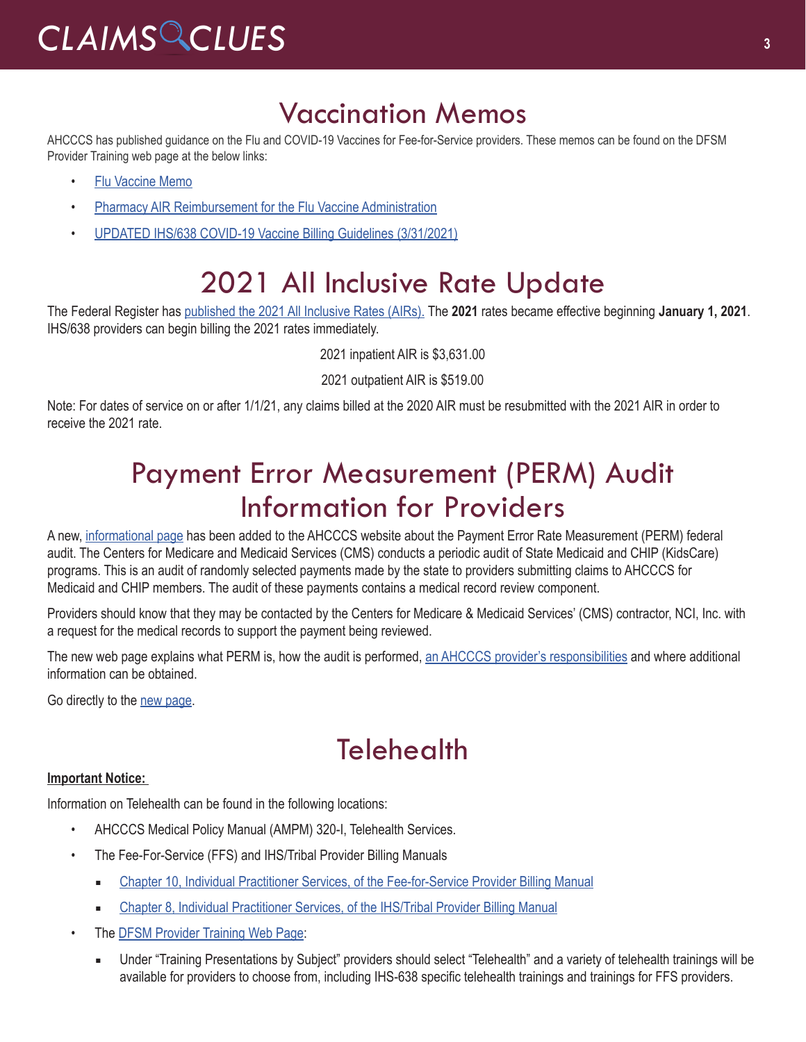# Vaccination Memos

AHCCCS has published guidance on the Flu and COVID-19 Vaccines for Fee-for-Service providers. These memos can be found on the DFSM Provider Training web page at the below links:

- Flu Vaccine Memo
- Pharmacy AIR Reimbursement for the Flu Vaccine Administration
- UPDATED IHS/638 COVID-19 Vaccine Billing Guidelines (3/31/2021)

# 2021 All Inclusive Rate Update

The Federal Register has published the 2021 All Inclusive Rates (AIRs). The **2021** rates became effective beginning **January 1, 2021**. IHS/638 providers can begin billing the 2021 rates immediately.

2021 inpatient AIR is $3,631.00

2021 outpatient AIR is $519.00

Note: For dates of service on or after 1/1/21, any claims billed at the 2020 AIR must be resubmitted with the 2021 AIR in order to receive the 2021 rate.

# Payment Error Measurement (PERM) Audit Information for Providers

A new, informational page has been added to the AHCCCS website about the Payment Error Rate Measurement (PERM) federal audit. The Centers for Medicare and Medicaid Services (CMS) conducts a periodic audit of State Medicaid and CHIP (KidsCare) programs. This is an audit of randomly selected payments made by the state to providers submitting claims to AHCCCS for Medicaid and CHIP members. The audit of these payments contains a medical record review component.

Providers should know that they may be contacted by the Centers for Medicare & Medicaid Services' (CMS) contractor, NCI, Inc. with a request for the medical records to support the payment being reviewed.

The new web page explains what PERM is, how the audit is performed, an AHCCCS provider's responsibilities and where additional information can be obtained.

Go directly to the new page.

# Telehealth

**Important Notice:**

Information on Telehealth can be found in the following locations:

- AHCCCS Medical Policy Manual (AMPM) 320-I, Telehealth Services.
- The Fee-For-Service (FFS) and IHS/Tribal Provider Billing Manuals
  - Chapter 10, Individual Practitioner Services, of the Fee-for-Service Provider Billing Manual
  - Chapter 8, Individual Practitioner Services, of the IHS/Tribal Provider Billing Manual
- The DFSM Provider Training Web Page:
  - Under "Training Presentations by Subject" providers should select "Telehealth" and a variety of telehealth trainings will be available for providers to choose from, including IHS-638 specific telehealth trainings and trainings for FFS providers.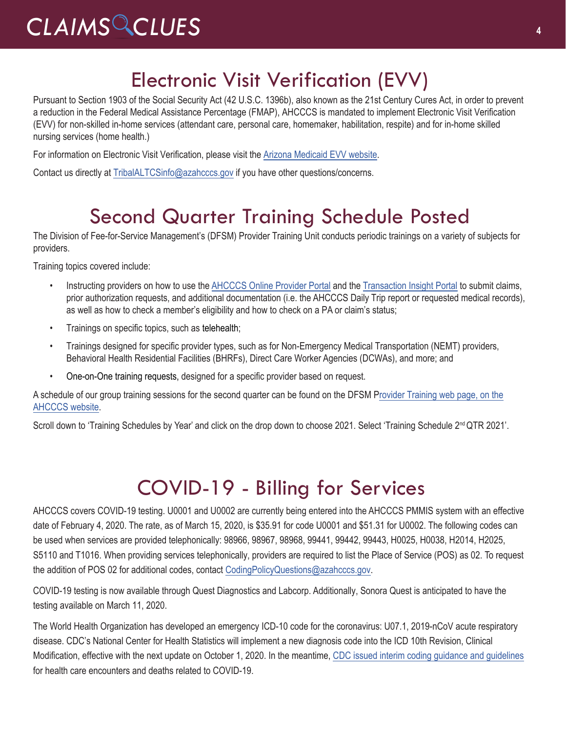# Electronic Visit Verification (EVV)

Pursuant to Section 1903 of the Social Security Act (42 U.S.C. 1396b), also known as the 21st Century Cures Act, in order to prevent a reduction in the Federal Medical Assistance Percentage (FMAP), AHCCCS is mandated to implement Electronic Visit Verification (EVV) for non-skilled in-home services (attendant care, personal care, homemaker, habilitation, respite) and for in-home skilled nursing services (home health.)

For information on Electronic Visit Verification, please visit the Arizona Medicaid EVV website.

Contact us directly at TribalALTCSinfo@azahcccs.gov if you have other questions/concerns.

# Second Quarter Training Schedule Posted

The Division of Fee-for-Service Management's (DFSM) Provider Training Unit conducts periodic trainings on a variety of subjects for providers.

Training topics covered include:

- Instructing providers on how to use the AHCCCS Online Provider Portal and the Transaction Insight Portal to submit claims, prior authorization requests, and additional documentation (i.e. the AHCCCS Daily Trip report or requested medical records), as well as how to check a member's eligibility and how to check on a PA or claim's status;
- Trainings on specific topics, such as telehealth;
- Trainings designed for specific provider types, such as for Non-Emergency Medical Transportation (NEMT) providers, Behavioral Health Residential Facilities (BHRFs), Direct Care Worker Agencies (DCWAs), and more; and
- One-on-One training requests, designed for a specific provider based on request.

A schedule of our group training sessions for the second quarter can be found on the DFSM Provider Training web page, on the AHCCCS website.

Scroll down to 'Training Schedules by Year' and click on the drop down to choose 2021. Select 'Training Schedule 2nd QTR 2021'.

# COVID-19 - Billing for Services

AHCCCS covers COVID-19 testing. U0001 and U0002 are currently being entered into the AHCCCS PMMIS system with an effective date of February 4, 2020. The rate, as of March 15, 2020, is $35.91 for code U0001 and $51.31 for U0002. The following codes can be used when services are provided telephonically: 98966, 98967, 98968, 99441, 99442, 99443, H0025, H0038, H2014, H2025, S5110 and T1016. When providing services telephonically, providers are required to list the Place of Service (POS) as 02. To request the addition of POS 02 for additional codes, contact CodingPolicyQuestions@azahcccs.gov.

COVID-19 testing is now available through Quest Diagnostics and Labcorp. Additionally, Sonora Quest is anticipated to have the testing available on March 11, 2020.

The World Health Organization has developed an emergency ICD-10 code for the coronavirus: U07.1, 2019-nCoV acute respiratory disease. CDC's National Center for Health Statistics will implement a new diagnosis code into the ICD 10th Revision, Clinical Modification, effective with the next update on October 1, 2020. In the meantime, CDC issued interim coding guidance and guidelines for health care encounters and deaths related to COVID-19.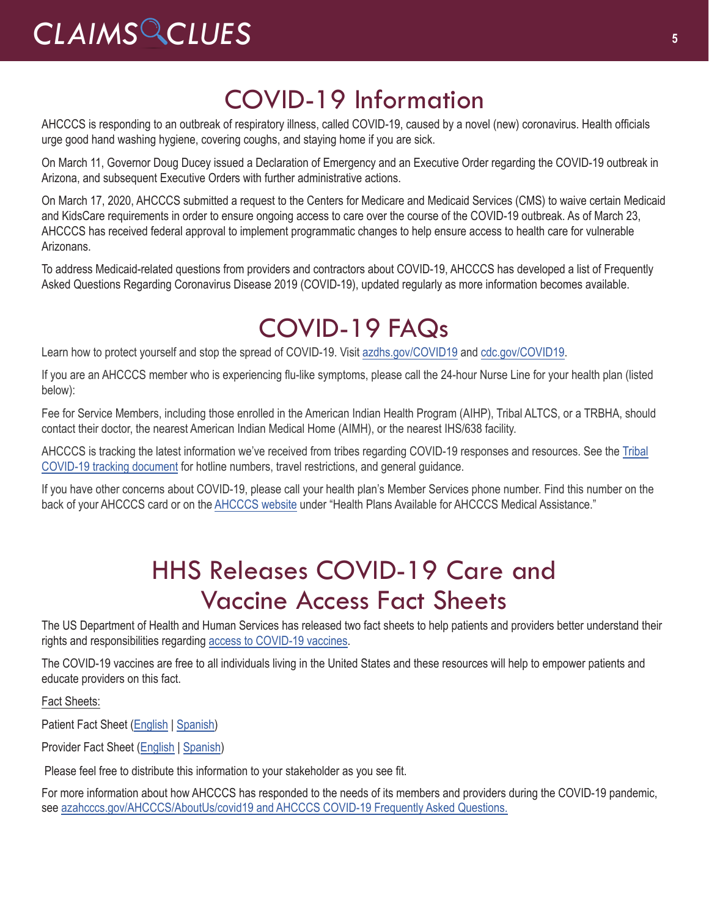# COVID-19 Information

AHCCCS is responding to an outbreak of respiratory illness, called COVID-19, caused by a novel (new) coronavirus. Health officials urge good hand washing hygiene, covering coughs, and staying home if you are sick.

On March 11, Governor Doug Ducey issued a Declaration of Emergency and an Executive Order regarding the COVID-19 outbreak in Arizona, and subsequent Executive Orders with further administrative actions.

On March 17, 2020, AHCCCS submitted a request to the Centers for Medicare and Medicaid Services (CMS) to waive certain Medicaid and KidsCare requirements in order to ensure ongoing access to care over the course of the COVID-19 outbreak. As of March 23, AHCCCS has received federal approval to implement programmatic changes to help ensure access to health care for vulnerable Arizonans.

To address Medicaid-related questions from providers and contractors about COVID-19, AHCCCS has developed a list of Frequently Asked Questions Regarding Coronavirus Disease 2019 (COVID-19), updated regularly as more information becomes available.

# COVID-19 FAQs

Learn how to protect yourself and stop the spread of COVID-19. Visit azdhs.gov/COVID19 and cdc.gov/COVID19.

If you are an AHCCCS member who is experiencing flu-like symptoms, please call the 24-hour Nurse Line for your health plan (listed below):

Fee for Service Members, including those enrolled in the American Indian Health Program (AIHP), Tribal ALTCS, or a TRBHA, should contact their doctor, the nearest American Indian Medical Home (AIMH), or the nearest IHS/638 facility.

AHCCCS is tracking the latest information we've received from tribes regarding COVID-19 responses and resources. See the Tribal COVID-19 tracking document for hotline numbers, travel restrictions, and general guidance.

If you have other concerns about COVID-19, please call your health plan's Member Services phone number. Find this number on the back of your AHCCCS card or on the AHCCCS website under "Health Plans Available for AHCCCS Medical Assistance."

# HHS Releases COVID-19 Care and Vaccine Access Fact Sheets

The US Department of Health and Human Services has released two fact sheets to help patients and providers better understand their rights and responsibilities regarding access to COVID-19 vaccines.

The COVID-19 vaccines are free to all individuals living in the United States and these resources will help to empower patients and educate providers on this fact.

Fact Sheets:

Patient Fact Sheet (English | Spanish)

Provider Fact Sheet (English | Spanish)

Please feel free to distribute this information to your stakeholder as you see fit.

For more information about how AHCCCS has responded to the needs of its members and providers during the COVID-19 pandemic, see azahcccs.gov/AHCCCS/AboutUs/covid19 and AHCCCS COVID-19 Frequently Asked Questions.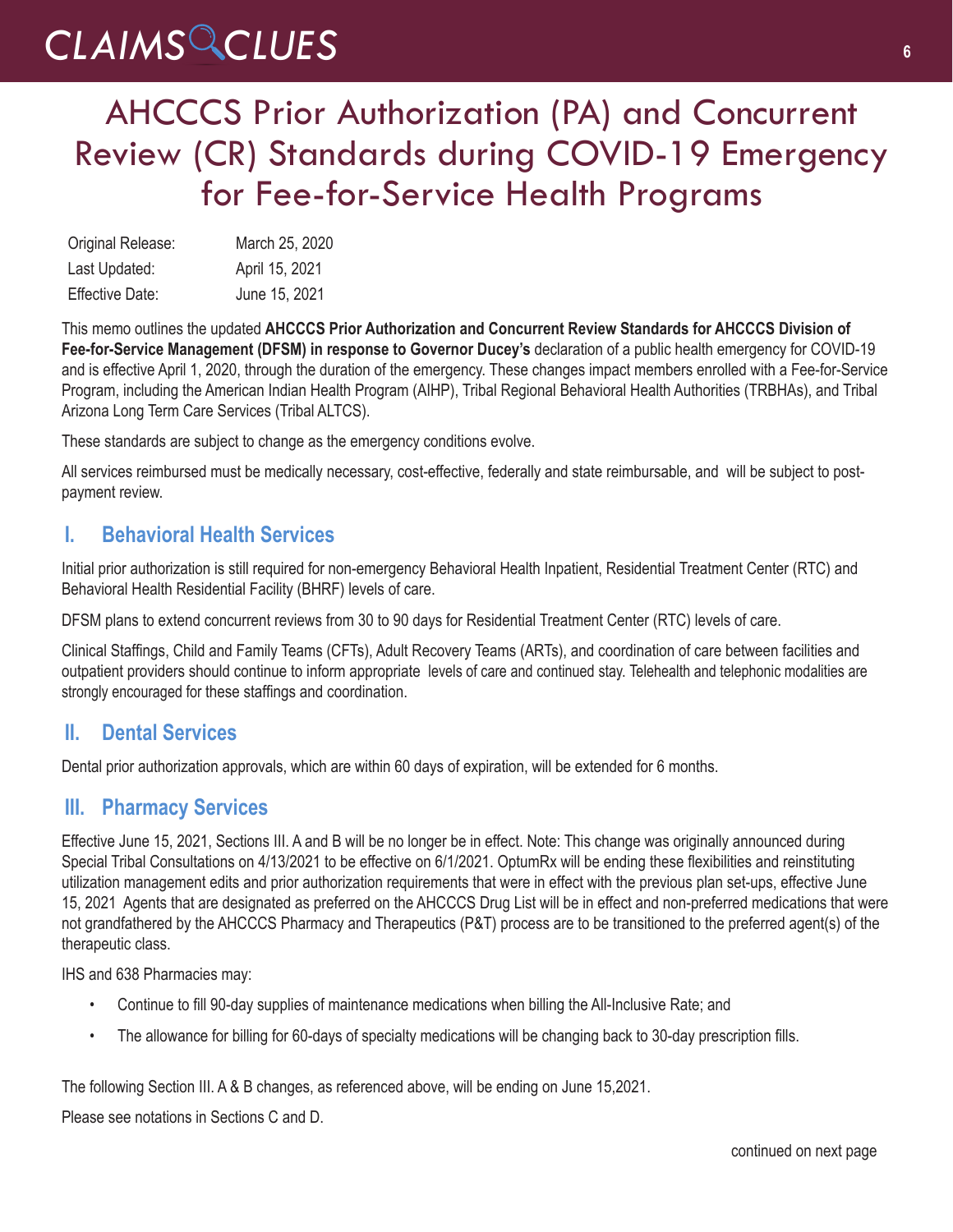# AHCCCS Prior Authorization (PA) and Concurrent Review (CR) Standards during COVID-19 Emergency for Fee-for-Service Health Programs

| | |
|---|---|
| Original Release: | March 25, 2020 |
| Last Updated: | April 15, 2021 |
| Effective Date: | June 15, 2021 |

This memo outlines the updated **AHCCCS Prior Authorization and Concurrent Review Standards for AHCCCS Division of Fee-for-Service Management (DFSM) in response to Governor Ducey's** declaration of a public health emergency for COVID-19 and is effective April 1, 2020, through the duration of the emergency. These changes impact members enrolled with a Fee-for-Service Program, including the American Indian Health Program (AIHP), Tribal Regional Behavioral Health Authorities (TRBHAs), and Tribal Arizona Long Term Care Services (Tribal ALTCS).

These standards are subject to change as the emergency conditions evolve.

All services reimbursed must be medically necessary, cost-effective, federally and state reimbursable, and will be subject to post-payment review.

## I. Behavioral Health Services

Initial prior authorization is still required for non-emergency Behavioral Health Inpatient, Residential Treatment Center (RTC) and Behavioral Health Residential Facility (BHRF) levels of care.

DFSM plans to extend concurrent reviews from 30 to 90 days for Residential Treatment Center (RTC) levels of care.

Clinical Staffings, Child and Family Teams (CFTs), Adult Recovery Teams (ARTs), and coordination of care between facilities and outpatient providers should continue to inform appropriate levels of care and continued stay. Telehealth and telephonic modalities are strongly encouraged for these staffings and coordination.

## II. Dental Services

Dental prior authorization approvals, which are within 60 days of expiration, will be extended for 6 months.

## III. Pharmacy Services

Effective June 15, 2021, Sections III. A and B will be no longer be in effect. Note: This change was originally announced during Special Tribal Consultations on 4/13/2021 to be effective on 6/1/2021. OptumRx will be ending these flexibilities and reinstituting utilization management edits and prior authorization requirements that were in effect with the previous plan set-ups, effective June 15, 2021 Agents that are designated as preferred on the AHCCCS Drug List will be in effect and non-preferred medications that were not grandfathered by the AHCCCS Pharmacy and Therapeutics (P&T) process are to be transitioned to the preferred agent(s) of the therapeutic class.

IHS and 638 Pharmacies may:

- Continue to fill 90-day supplies of maintenance medications when billing the All-Inclusive Rate; and
- The allowance for billing for 60-days of specialty medications will be changing back to 30-day prescription fills.

The following Section III. A & B changes, as referenced above, will be ending on June 15,2021.

Please see notations in Sections C and D.

continued on next page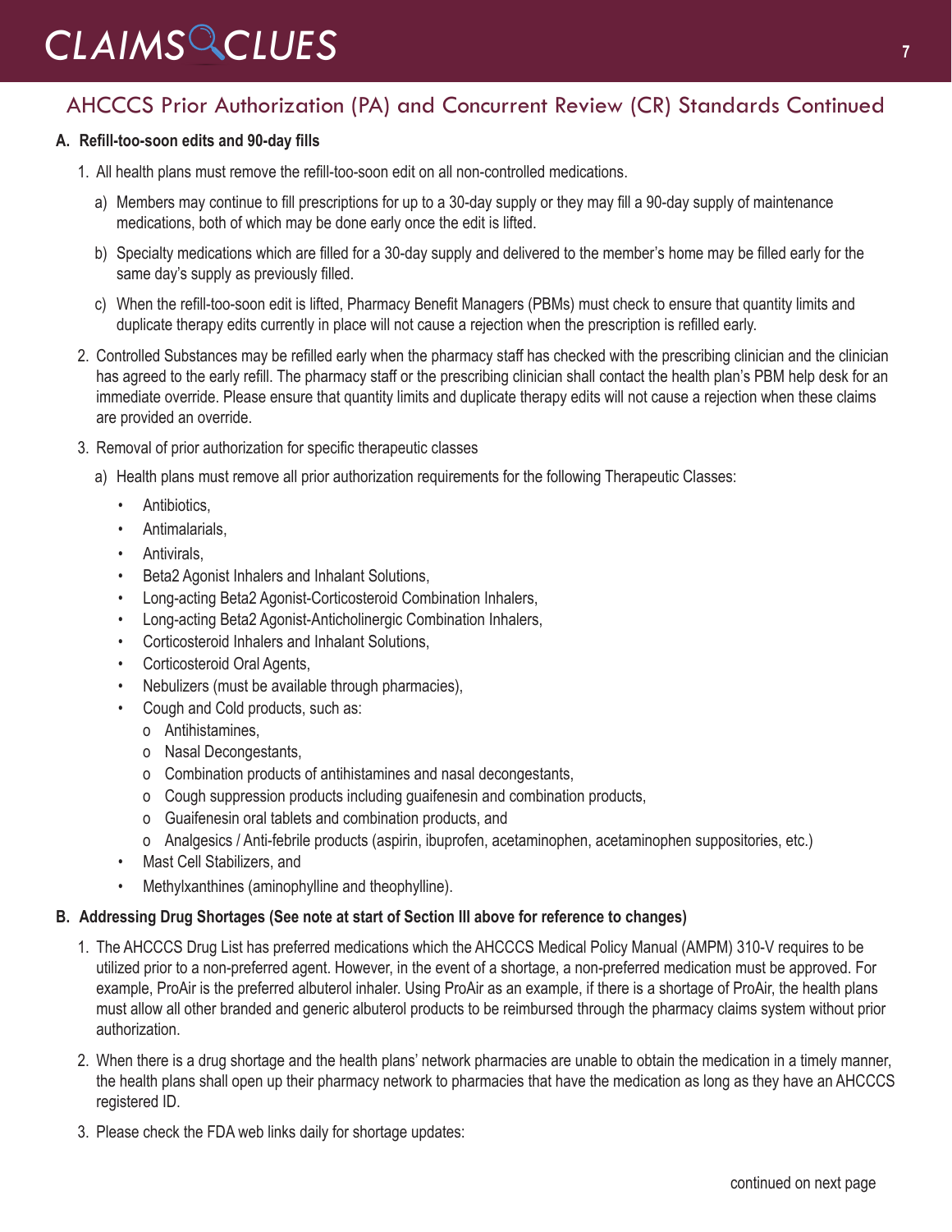## AHCCCS Prior Authorization (PA) and Concurrent Review (CR) Standards Continued

**A. Refill-too-soon edits and 90-day fills**

1. All health plans must remove the refill-too-soon edit on all non-controlled medications.
   a) Members may continue to fill prescriptions for up to a 30-day supply or they may fill a 90-day supply of maintenance medications, both of which may be done early once the edit is lifted.
   b) Specialty medications which are filled for a 30-day supply and delivered to the member's home may be filled early for the same day's supply as previously filled.
   c) When the refill-too-soon edit is lifted, Pharmacy Benefit Managers (PBMs) must check to ensure that quantity limits and duplicate therapy edits currently in place will not cause a rejection when the prescription is refilled early.
2. Controlled Substances may be refilled early when the pharmacy staff has checked with the prescribing clinician and the clinician has agreed to the early refill. The pharmacy staff or the prescribing clinician shall contact the health plan's PBM help desk for an immediate override. Please ensure that quantity limits and duplicate therapy edits will not cause a rejection when these claims are provided an override.
3. Removal of prior authorization for specific therapeutic classes
   a) Health plans must remove all prior authorization requirements for the following Therapeutic Classes:
      - Antibiotics,
      - Antimalarials,
      - Antivirals,
      - Beta2 Agonist Inhalers and Inhalant Solutions,
      - Long-acting Beta2 Agonist-Corticosteroid Combination Inhalers,
      - Long-acting Beta2 Agonist-Anticholinergic Combination Inhalers,
      - Corticosteroid Inhalers and Inhalant Solutions,
      - Corticosteroid Oral Agents,
      - Nebulizers (must be available through pharmacies),
      - Cough and Cold products, such as:
        - Antihistamines,
        - Nasal Decongestants,
        - Combination products of antihistamines and nasal decongestants,
        - Cough suppression products including guaifenesin and combination products,
        - Guaifenesin oral tablets and combination products, and
        - Analgesics / Anti-febrile products (aspirin, ibuprofen, acetaminophen, acetaminophen suppositories, etc.)
      - Mast Cell Stabilizers, and
      - Methylxanthines (aminophylline and theophylline).

**B. Addressing Drug Shortages (See note at start of Section III above for reference to changes)**

1. The AHCCCS Drug List has preferred medications which the AHCCCS Medical Policy Manual (AMPM) 310-V requires to be utilized prior to a non-preferred agent. However, in the event of a shortage, a non-preferred medication must be approved. For example, ProAir is the preferred albuterol inhaler. Using ProAir as an example, if there is a shortage of ProAir, the health plans must allow all other branded and generic albuterol products to be reimbursed through the pharmacy claims system without prior authorization.
2. When there is a drug shortage and the health plans' network pharmacies are unable to obtain the medication in a timely manner, the health plans shall open up their pharmacy network to pharmacies that have the medication as long as they have an AHCCCS registered ID.
3. Please check the FDA web links daily for shortage updates:

continued on next page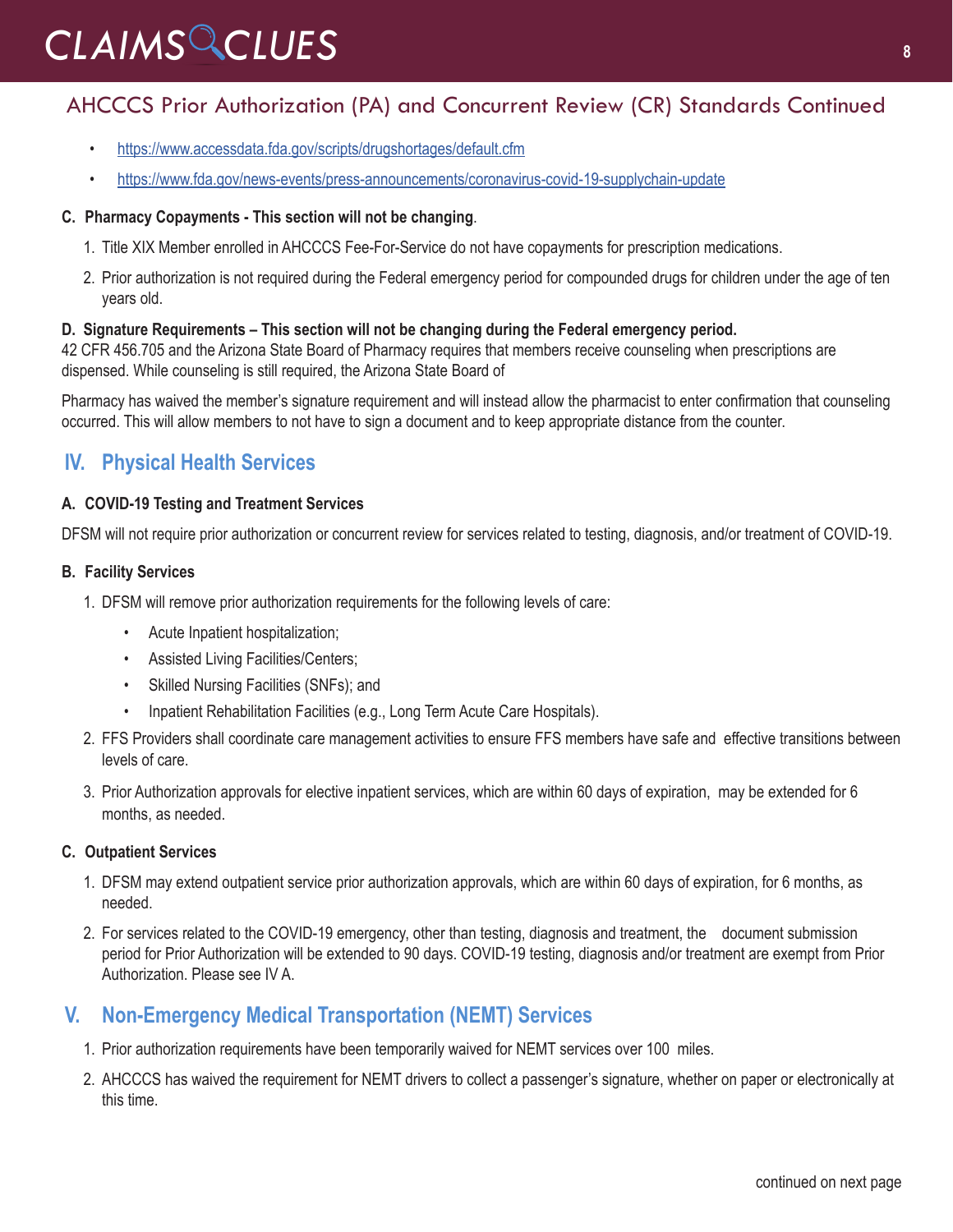## AHCCCS Prior Authorization (PA) and Concurrent Review (CR) Standards Continued

- https://www.accessdata.fda.gov/scripts/drugshortages/default.cfm
- https://www.fda.gov/news-events/press-announcements/coronavirus-covid-19-supplychain-update

**C. Pharmacy Copayments - This section will not be changing**.

1. Title XIX Member enrolled in AHCCCS Fee-For-Service do not have copayments for prescription medications.
2. Prior authorization is not required during the Federal emergency period for compounded drugs for children under the age of ten years old.

**D. Signature Requirements – This section will not be changing during the Federal emergency period.**
42 CFR 456.705 and the Arizona State Board of Pharmacy requires that members receive counseling when prescriptions are dispensed. While counseling is still required, the Arizona State Board of

Pharmacy has waived the member's signature requirement and will instead allow the pharmacist to enter confirmation that counseling occurred. This will allow members to not have to sign a document and to keep appropriate distance from the counter.

## IV. Physical Health Services

**A. COVID-19 Testing and Treatment Services**

DFSM will not require prior authorization or concurrent review for services related to testing, diagnosis, and/or treatment of COVID-19.

**B. Facility Services**

1. DFSM will remove prior authorization requirements for the following levels of care:
   - Acute Inpatient hospitalization;
   - Assisted Living Facilities/Centers;
   - Skilled Nursing Facilities (SNFs); and
   - Inpatient Rehabilitation Facilities (e.g., Long Term Acute Care Hospitals).
2. FFS Providers shall coordinate care management activities to ensure FFS members have safe and effective transitions between levels of care.
3. Prior Authorization approvals for elective inpatient services, which are within 60 days of expiration, may be extended for 6 months, as needed.

**C. Outpatient Services**

1. DFSM may extend outpatient service prior authorization approvals, which are within 60 days of expiration, for 6 months, as needed.
2. For services related to the COVID-19 emergency, other than testing, diagnosis and treatment, the document submission period for Prior Authorization will be extended to 90 days. COVID-19 testing, diagnosis and/or treatment are exempt from Prior Authorization. Please see IV A.

## V. Non-Emergency Medical Transportation (NEMT) Services

1. Prior authorization requirements have been temporarily waived for NEMT services over 100 miles.
2. AHCCCS has waived the requirement for NEMT drivers to collect a passenger's signature, whether on paper or electronically at this time.

continued on next page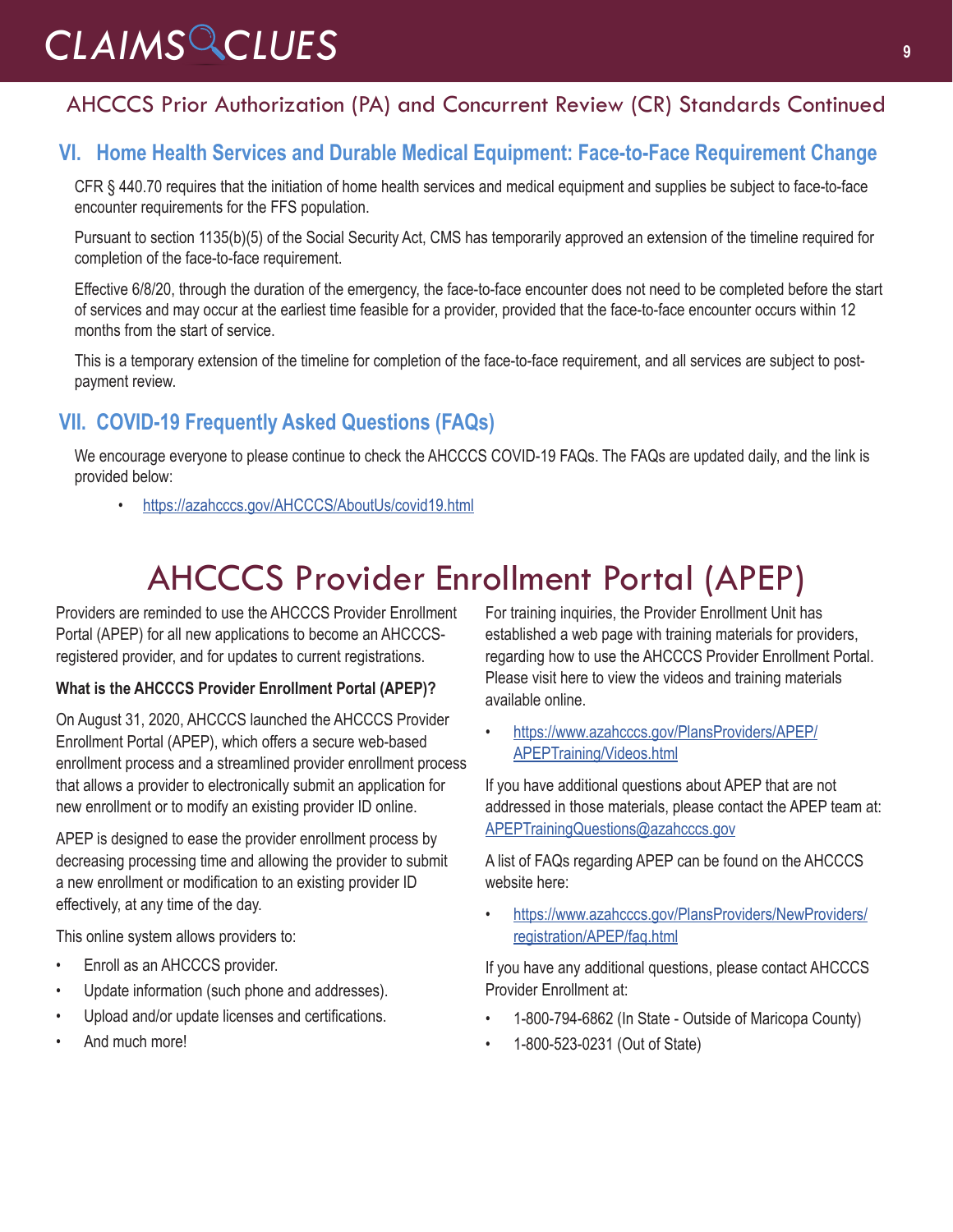## AHCCCS Prior Authorization (PA) and Concurrent Review (CR) Standards Continued

### VI. Home Health Services and Durable Medical Equipment: Face-to-Face Requirement Change

CFR § 440.70 requires that the initiation of home health services and medical equipment and supplies be subject to face-to-face encounter requirements for the FFS population.

Pursuant to section 1135(b)(5) of the Social Security Act, CMS has temporarily approved an extension of the timeline required for completion of the face-to-face requirement.

Effective 6/8/20, through the duration of the emergency, the face-to-face encounter does not need to be completed before the start of services and may occur at the earliest time feasible for a provider, provided that the face-to-face encounter occurs within 12 months from the start of service.

This is a temporary extension of the timeline for completion of the face-to-face requirement, and all services are subject to post-payment review.

### VII. COVID-19 Frequently Asked Questions (FAQs)

We encourage everyone to please continue to check the AHCCCS COVID-19 FAQs. The FAQs are updated daily, and the link is provided below:

- https://azahcccs.gov/AHCCCS/AboutUs/covid19.html

# AHCCCS Provider Enrollment Portal (APEP)

Providers are reminded to use the AHCCCS Provider Enrollment Portal (APEP) for all new applications to become an AHCCCS-registered provider, and for updates to current registrations.

**What is the AHCCCS Provider Enrollment Portal (APEP)?**

On August 31, 2020, AHCCCS launched the AHCCCS Provider Enrollment Portal (APEP), which offers a secure web-based enrollment process and a streamlined provider enrollment process that allows a provider to electronically submit an application for new enrollment or to modify an existing provider ID online.

APEP is designed to ease the provider enrollment process by decreasing processing time and allowing the provider to submit a new enrollment or modification to an existing provider ID effectively, at any time of the day.

This online system allows providers to:

- Enroll as an AHCCCS provider.
- Update information (such phone and addresses).
- Upload and/or update licenses and certifications.
- And much more!

For training inquiries, the Provider Enrollment Unit has established a web page with training materials for providers, regarding how to use the AHCCCS Provider Enrollment Portal. Please visit here to view the videos and training materials available online.

- https://www.azahcccs.gov/PlansProviders/APEP/APEPTraining/Videos.html

If you have additional questions about APEP that are not addressed in those materials, please contact the APEP team at: APEPTrainingQuestions@azahcccs.gov

A list of FAQs regarding APEP can be found on the AHCCCS website here:

- https://www.azahcccs.gov/PlansProviders/NewProviders/registration/APEP/faq.html

If you have any additional questions, please contact AHCCCS Provider Enrollment at:

- 1-800-794-6862 (In State - Outside of Maricopa County)
- 1-800-523-0231 (Out of State)